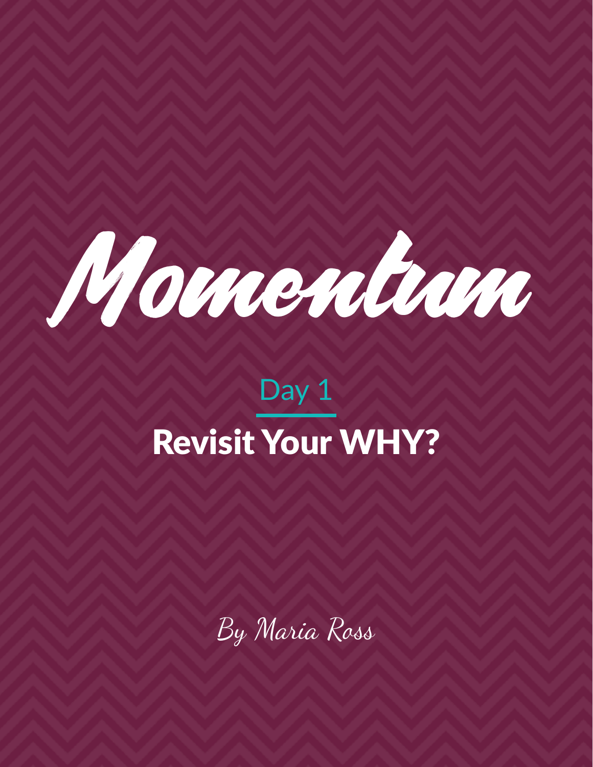# Momentum

## Day 1

## Revisit Your WHY?

By Maria Ross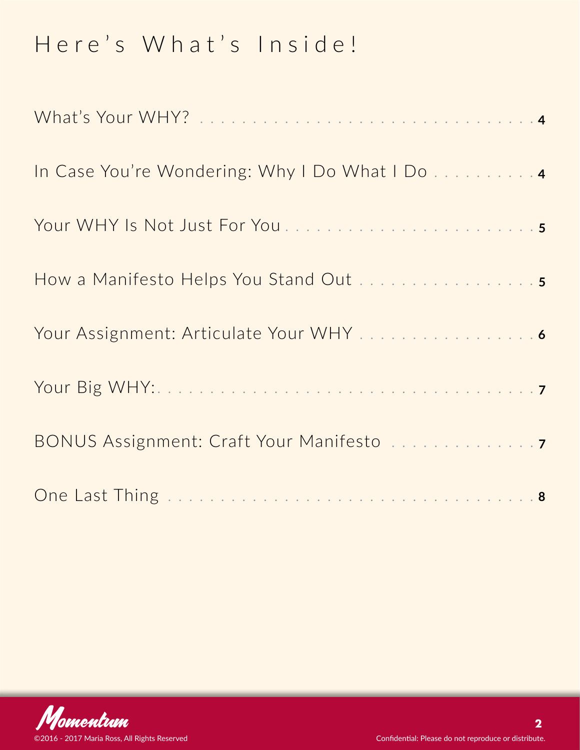# Here's What's Inside!

| | |
|---|---|
| What's Your WHY? | 4 |
| In Case You're Wondering: Why I Do What I Do | 4 |
| Your WHY Is Not Just For You | 5 |
| How a Manifesto Helps You Stand Out | 5 |
| Your Assignment: Articulate Your WHY | 6 |
| Your Big WHY: | 7 |
| BONUS Assignment: Craft Your Manifesto | 7 |
| One Last Thing | 8 |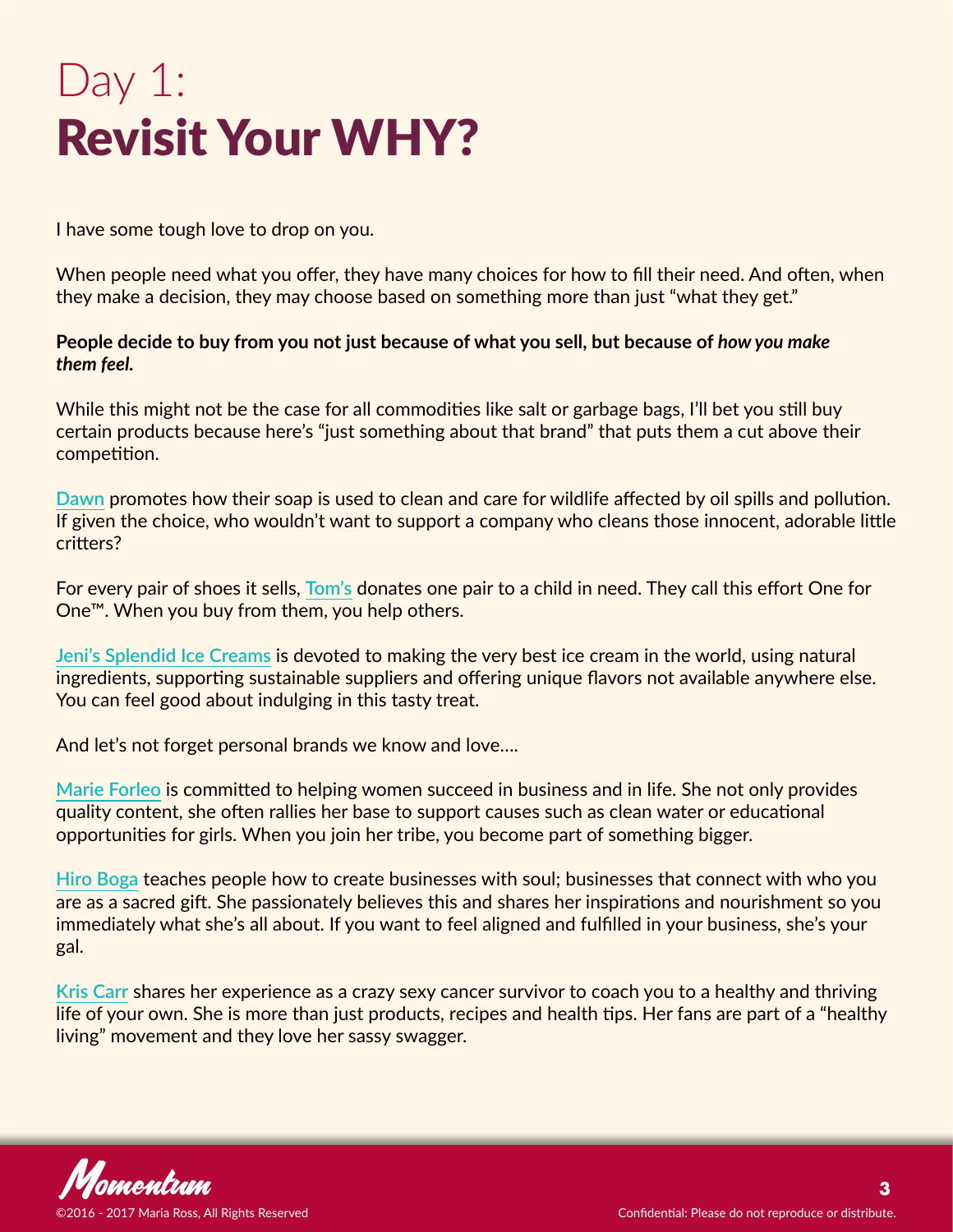# Day 1:
# Revisit Your WHY?

I have some tough love to drop on you.

When people need what you offer, they have many choices for how to fill their need. And often, when they make a decision, they may choose based on something more than just "what they get."

**People decide to buy from you not just because of what you sell, but because of *how you make them feel.***

While this might not be the case for all commodities like salt or garbage bags, I'll bet you still buy certain products because here's "just something about that brand" that puts them a cut above their competition.

Dawn promotes how their soap is used to clean and care for wildlife affected by oil spills and pollution. If given the choice, who wouldn't want to support a company who cleans those innocent, adorable little critters?

For every pair of shoes it sells, Tom's donates one pair to a child in need. They call this effort One for One™. When you buy from them, you help others.

Jeni's Splendid Ice Creams is devoted to making the very best ice cream in the world, using natural ingredients, supporting sustainable suppliers and offering unique flavors not available anywhere else. You can feel good about indulging in this tasty treat.

And let's not forget personal brands we know and love....

Marie Forleo is committed to helping women succeed in business and in life. She not only provides quality content, she often rallies her base to support causes such as clean water or educational opportunities for girls. When you join her tribe, you become part of something bigger.

Hiro Boga teaches people how to create businesses with soul; businesses that connect with who you are as a sacred gift. She passionately believes this and shares her inspirations and nourishment so you immediately what she's all about. If you want to feel aligned and fulfilled in your business, she's your gal.

Kris Carr shares her experience as a crazy sexy cancer survivor to coach you to a healthy and thriving life of your own. She is more than just products, recipes and health tips. Her fans are part of a "healthy living" movement and they love her sassy swagger.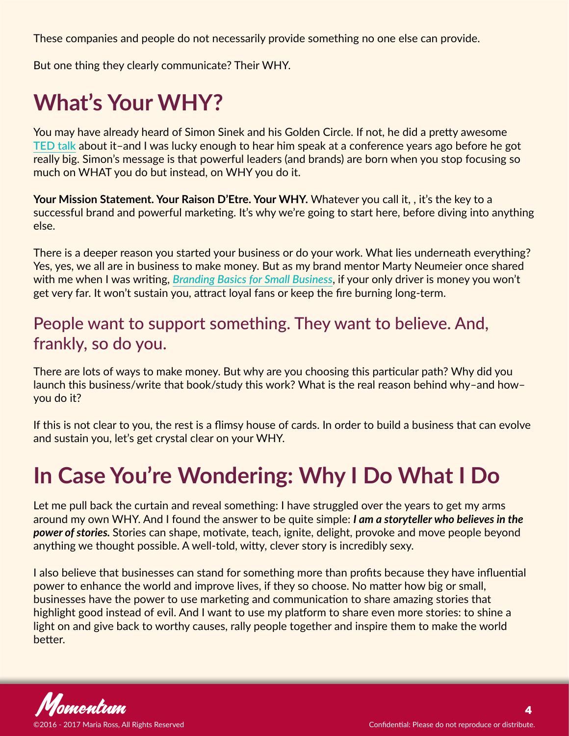These companies and people do not necessarily provide something no one else can provide.

But one thing they clearly communicate? Their WHY.

# What's Your WHY?

You may have already heard of Simon Sinek and his Golden Circle. If not, he did a pretty awesome TED talk about it–and I was lucky enough to hear him speak at a conference years ago before he got really big. Simon's message is that powerful leaders (and brands) are born when you stop focusing so much on WHAT you do but instead, on WHY you do it.

**Your Mission Statement. Your Raison D'Etre. Your WHY.** Whatever you call it, , it's the key to a successful brand and powerful marketing. It's why we're going to start here, before diving into anything else.

There is a deeper reason you started your business or do your work. What lies underneath everything? Yes, yes, we all are in business to make money. But as my brand mentor Marty Neumeier once shared with me when I was writing, *Branding Basics for Small Business*, if your only driver is money you won't get very far. It won't sustain you, attract loyal fans or keep the fire burning long-term.

## People want to support something. They want to believe. And, frankly, so do you.

There are lots of ways to make money. But why are you choosing this particular path? Why did you launch this business/write that book/study this work? What is the real reason behind why–and how–you do it?

If this is not clear to you, the rest is a flimsy house of cards. In order to build a business that can evolve and sustain you, let's get crystal clear on your WHY.

# In Case You're Wondering: Why I Do What I Do

Let me pull back the curtain and reveal something: I have struggled over the years to get my arms around my own WHY. And I found the answer to be quite simple: ***I am a storyteller who believes in the power of stories.*** Stories can shape, motivate, teach, ignite, delight, provoke and move people beyond anything we thought possible. A well-told, witty, clever story is incredibly sexy.

I also believe that businesses can stand for something more than profits because they have influential power to enhance the world and improve lives, if they so choose. No matter how big or small, businesses have the power to use marketing and communication to share amazing stories that highlight good instead of evil. And I want to use my platform to share even more stories: to shine a light on and give back to worthy causes, rally people together and inspire them to make the world better.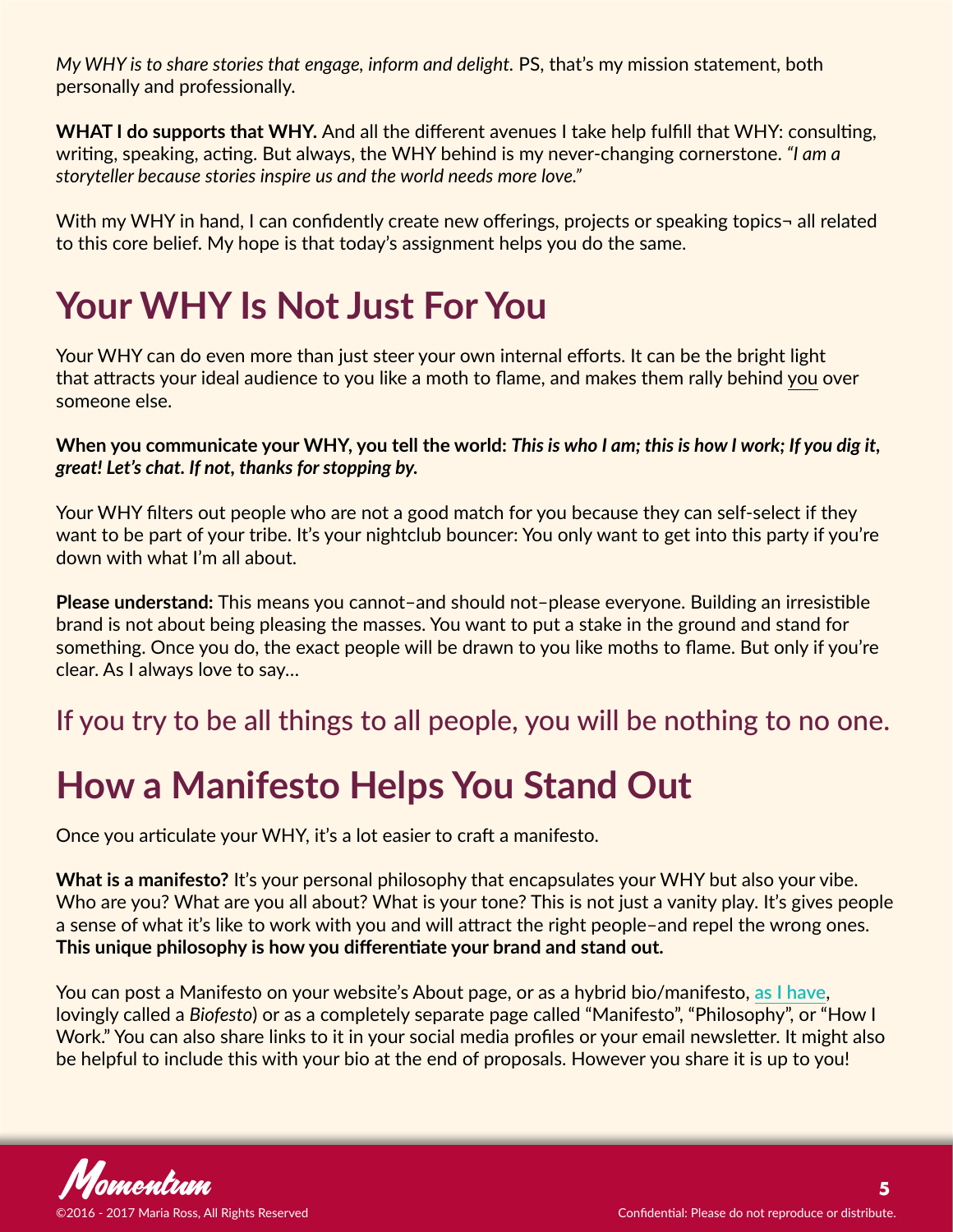*My WHY is to share stories that engage, inform and delight.* PS, that's my mission statement, both personally and professionally.

**WHAT I do supports that WHY.** And all the different avenues I take help fulfill that WHY: consulting, writing, speaking, acting. But always, the WHY behind is my never-changing cornerstone. *"I am a storyteller because stories inspire us and the world needs more love."*

With my WHY in hand, I can confidently create new offerings, projects or speaking topics¬ all related to this core belief. My hope is that today's assignment helps you do the same.

# Your WHY Is Not Just For You

Your WHY can do even more than just steer your own internal efforts. It can be the bright light that attracts your ideal audience to you like a moth to flame, and makes them rally behind you over someone else.

**When you communicate your WHY, you tell the world: *This is who I am; this is how I work; If you dig it, great! Let's chat. If not, thanks for stopping by.***

Your WHY filters out people who are not a good match for you because they can self-select if they want to be part of your tribe. It's your nightclub bouncer: You only want to get into this party if you're down with what I'm all about.

**Please understand:** This means you cannot–and should not–please everyone. Building an irresistible brand is not about being pleasing the masses. You want to put a stake in the ground and stand for something. Once you do, the exact people will be drawn to you like moths to flame. But only if you're clear. As I always love to say…

If you try to be all things to all people, you will be nothing to no one.

# How a Manifesto Helps You Stand Out

Once you articulate your WHY, it's a lot easier to craft a manifesto.

**What is a manifesto?** It's your personal philosophy that encapsulates your WHY but also your vibe. Who are you? What are you all about? What is your tone? This is not just a vanity play. It's gives people a sense of what it's like to work with you and will attract the right people–and repel the wrong ones. **This unique philosophy is how you differentiate your brand and stand out.**

You can post a Manifesto on your website's About page, or as a hybrid bio/manifesto, as I have, lovingly called a *Biofesto*) or as a completely separate page called "Manifesto", "Philosophy", or "How I Work." You can also share links to it in your social media profiles or your email newsletter. It might also be helpful to include this with your bio at the end of proposals. However you share it is up to you!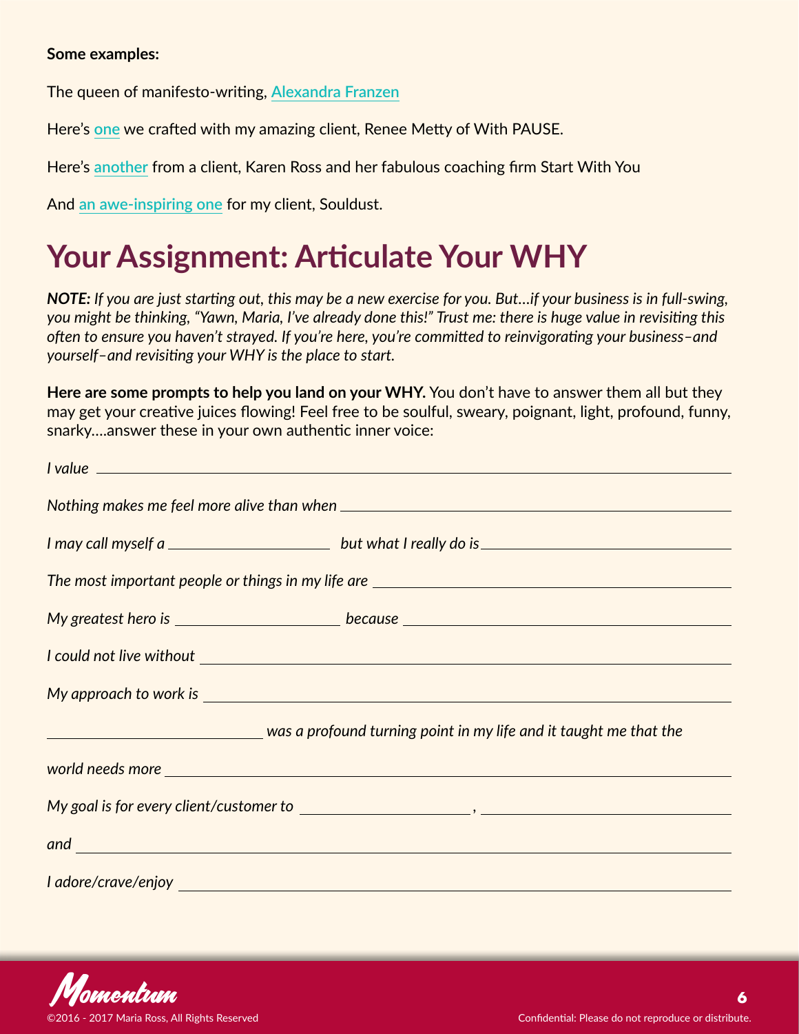**Some examples:**

The queen of manifesto-writing, Alexandra Franzen

Here's one we crafted with my amazing client, Renee Metty of With PAUSE.

Here's another from a client, Karen Ross and her fabulous coaching firm Start With You

And an awe-inspiring one for my client, Souldust.

# Your Assignment: Articulate Your WHY

***NOTE:*** *If you are just starting out, this may be a new exercise for you. But…if your business is in full-swing, you might be thinking, "Yawn, Maria, I've already done this!" Trust me: there is huge value in revisiting this often to ensure you haven't strayed. If you're here, you're committed to reinvigorating your business–and yourself–and revisiting your WHY is the place to start.*

**Here are some prompts to help you land on your WHY.** You don't have to answer them all but they may get your creative juices flowing! Feel free to be soulful, sweary, poignant, light, profound, funny, snarky….answer these in your own authentic inner voice:

*I value* ______________________________

*Nothing makes me feel more alive than when* ______________________________

*I may call myself a* ______________ *but what I really do is* ______________

*The most important people or things in my life are* ______________________________

*My greatest hero is* ______________ *because* ______________

*I could not live without* ______________________________

*My approach to work is* ______________________________

______________ *was a profound turning point in my life and it taught me that the*

*world needs more* ______________________________

*My goal is for every client/customer to* ______________ , ______________

*and* ______________________________

*I adore/crave/enjoy* ______________________________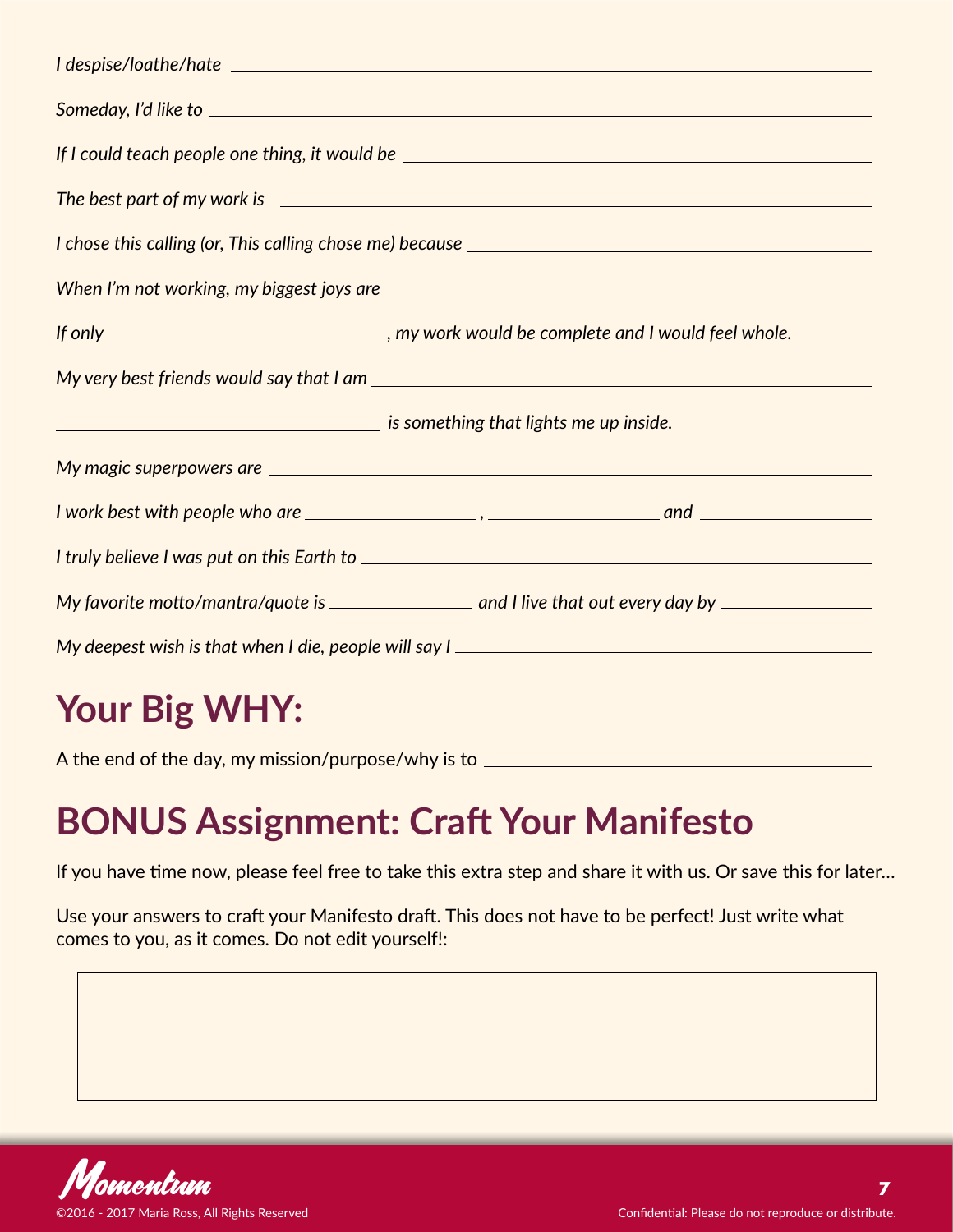*I despise/loathe/hate* ______________________________

*Someday, I'd like to* ______________________________

*If I could teach people one thing, it would be* ______________________________

*The best part of my work is* ______________________________

*I chose this calling (or, This calling chose me) because* ______________________________

*When I'm not working, my biggest joys are* ______________________________

*If only* ______________________________ *, my work would be complete and I would feel whole.*

*My very best friends would say that I am* ______________________________

______________________________ *is something that lights me up inside.*

*My magic superpowers are* ______________________________

*I work best with people who are* ______________ *,* ______________ *and* ______________

*I truly believe I was put on this Earth to* ______________________________

*My favorite motto/mantra/quote is* ______________ *and I live that out every day by* ______________

*My deepest wish is that when I die, people will say I* ______________________________

# Your Big WHY:

A the end of the day, my mission/purpose/why is to ______________________________

# BONUS Assignment: Craft Your Manifesto

If you have time now, please feel free to take this extra step and share it with us. Or save this for later…

Use your answers to craft your Manifesto draft. This does not have to be perfect! Just write what comes to you, as it comes. Do not edit yourself!:

| |
|---|
| |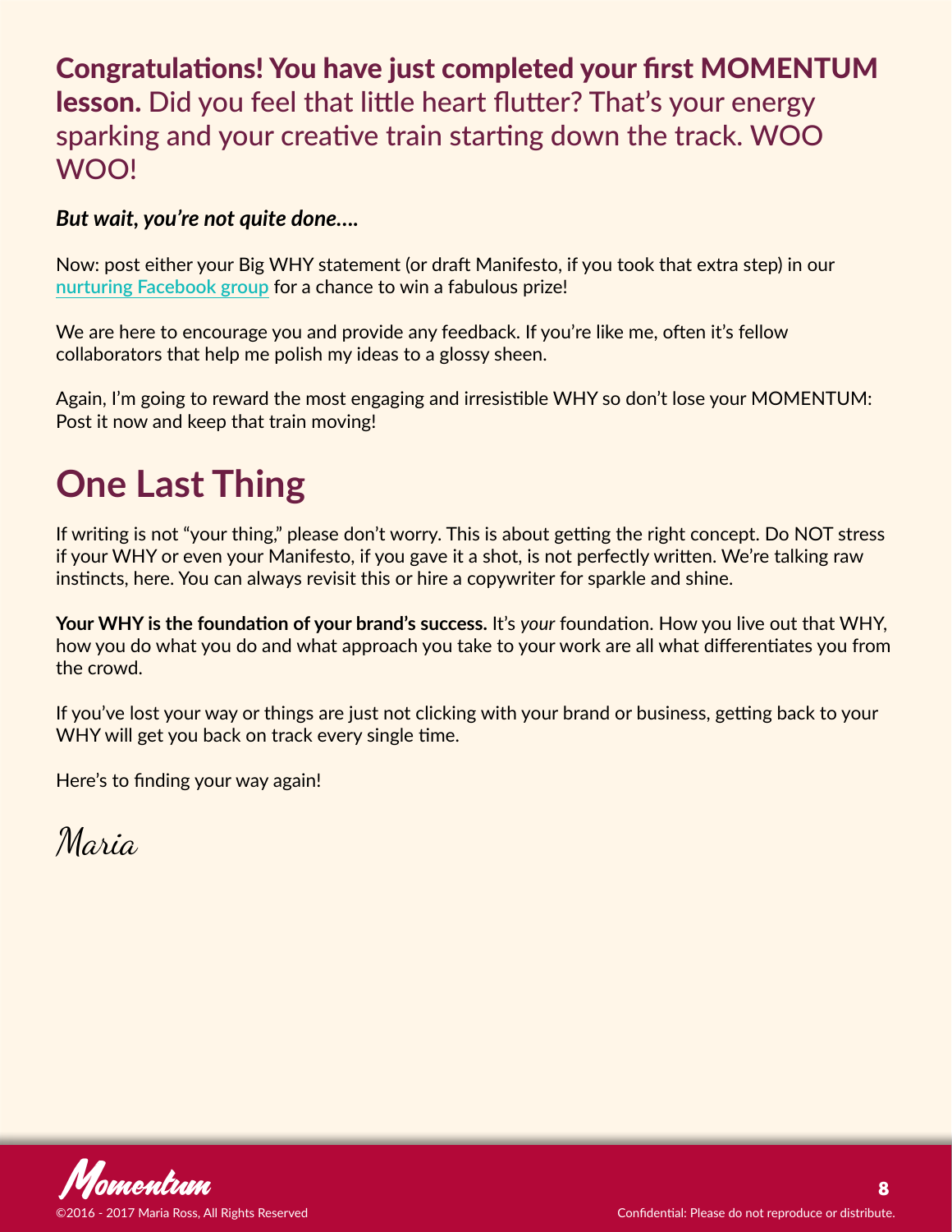**Congratulations! You have just completed your first MOMENTUM lesson.** Did you feel that little heart flutter? That's your energy sparking and your creative train starting down the track. WOO WOO!

***But wait, you're not quite done….***

Now: post either your Big WHY statement (or draft Manifesto, if you took that extra step) in our nurturing Facebook group for a chance to win a fabulous prize!

We are here to encourage you and provide any feedback. If you're like me, often it's fellow collaborators that help me polish my ideas to a glossy sheen.

Again, I'm going to reward the most engaging and irresistible WHY so don't lose your MOMENTUM: Post it now and keep that train moving!

# One Last Thing

If writing is not "your thing," please don't worry. This is about getting the right concept. Do NOT stress if your WHY or even your Manifesto, if you gave it a shot, is not perfectly written. We're talking raw instincts, here. You can always revisit this or hire a copywriter for sparkle and shine.

**Your WHY is the foundation of your brand's success.** It's *your* foundation. How you live out that WHY, how you do what you do and what approach you take to your work are all what differentiates you from the crowd.

If you've lost your way or things are just not clicking with your brand or business, getting back to your WHY will get you back on track every single time.

Here's to finding your way again!

Maria